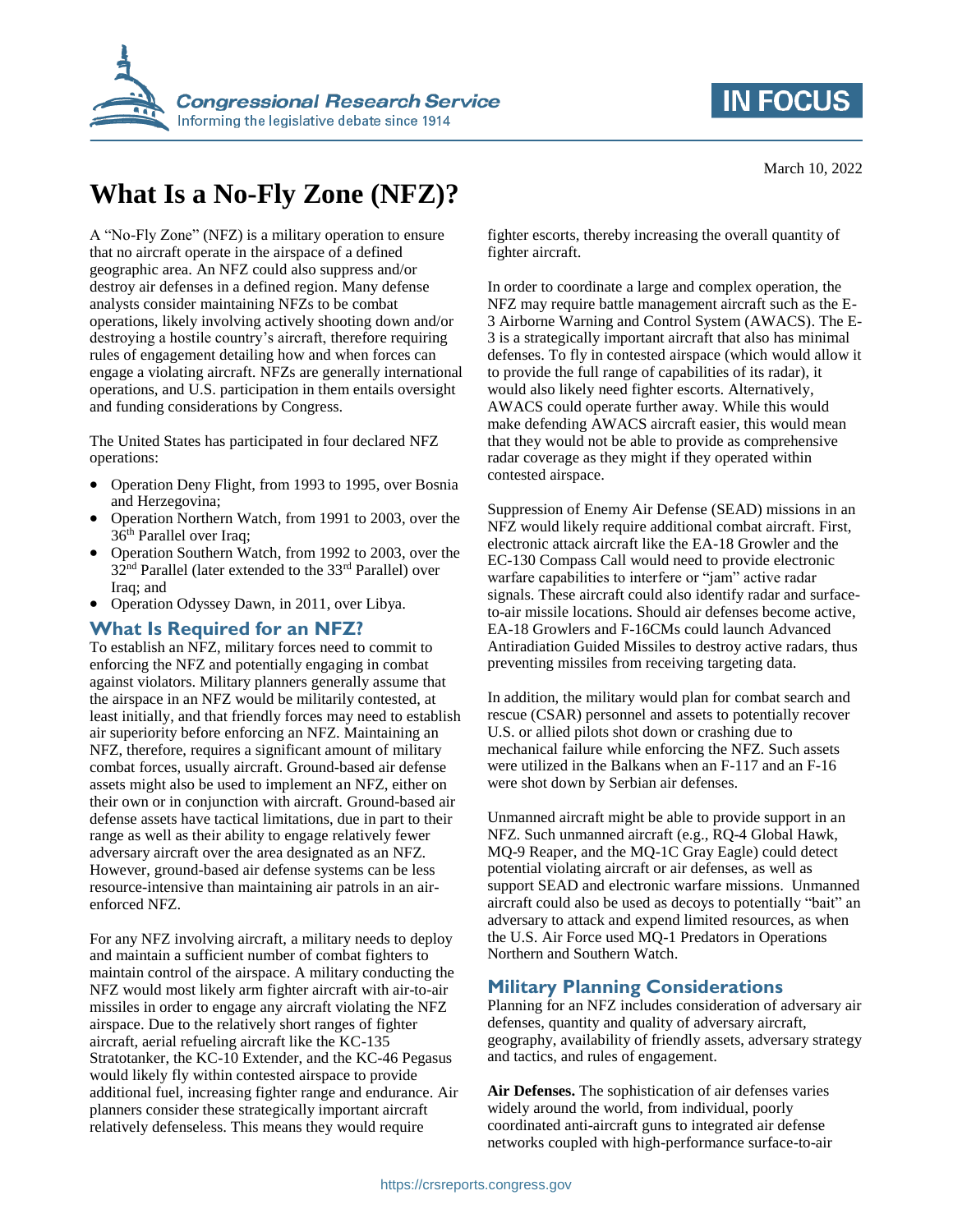March 10, 2022

# What Is a No-Fly Zone (NFZ)?

A "No-Fly Zone" (NFZ) is a military operation to ensure that no aircraft operate in the airspace of a defined geographic area. An NFZ could also suppress and/or destroy air defenses in a defined region. Many defense analysts consider maintaining NFZs to be combat operations, likely involving actively shooting down and/or destroying a hostile country's aircraft, therefore requiring rules of engagement detailing how and when forces can engage a violating aircraft. NFZs are generally international operations, and U.S. participation in them entails oversight and funding considerations by Congress.

The United States has participated in four declared NFZ operations:

- Operation Deny Flight, from 1993 to 1995, over Bosnia and Herzegovina;
- Operation Northern Watch, from 1991 to 2003, over the 36th Parallel over Iraq;
- Operation Southern Watch, from 1992 to 2003, over the 32nd Parallel (later extended to the 33rd Parallel) over Iraq; and
- Operation Odyssey Dawn, in 2011, over Libya.

## What Is Required for an NFZ?

To establish an NFZ, military forces need to commit to enforcing the NFZ and potentially engaging in combat against violators. Military planners generally assume that the airspace in an NFZ would be militarily contested, at least initially, and that friendly forces may need to establish air superiority before enforcing an NFZ. Maintaining an NFZ, therefore, requires a significant amount of military combat forces, usually aircraft. Ground-based air defense assets might also be used to implement an NFZ, either on their own or in conjunction with aircraft. Ground-based air defense assets have tactical limitations, due in part to their range as well as their ability to engage relatively fewer adversary aircraft over the area designated as an NFZ. However, ground-based air defense systems can be less resource-intensive than maintaining air patrols in an air-enforced NFZ.

For any NFZ involving aircraft, a military needs to deploy and maintain a sufficient number of combat fighters to maintain control of the airspace. A military conducting the NFZ would most likely arm fighter aircraft with air-to-air missiles in order to engage any aircraft violating the NFZ airspace. Due to the relatively short ranges of fighter aircraft, aerial refueling aircraft like the KC-135 Stratotanker, the KC-10 Extender, and the KC-46 Pegasus would likely fly within contested airspace to provide additional fuel, increasing fighter range and endurance. Air planners consider these strategically important aircraft relatively defenseless. This means they would require fighter escorts, thereby increasing the overall quantity of fighter aircraft.

In order to coordinate a large and complex operation, the NFZ may require battle management aircraft such as the E-3 Airborne Warning and Control System (AWACS). The E-3 is a strategically important aircraft that also has minimal defenses. To fly in contested airspace (which would allow it to provide the full range of capabilities of its radar), it would also likely need fighter escorts. Alternatively, AWACS could operate further away. While this would make defending AWACS aircraft easier, this would mean that they would not be able to provide as comprehensive radar coverage as they might if they operated within contested airspace.

Suppression of Enemy Air Defense (SEAD) missions in an NFZ would likely require additional combat aircraft. First, electronic attack aircraft like the EA-18 Growler and the EC-130 Compass Call would need to provide electronic warfare capabilities to interfere or "jam" active radar signals. These aircraft could also identify radar and surface-to-air missile locations. Should air defenses become active, EA-18 Growlers and F-16CMs could launch Advanced Antiradiation Guided Missiles to destroy active radars, thus preventing missiles from receiving targeting data.

In addition, the military would plan for combat search and rescue (CSAR) personnel and assets to potentially recover U.S. or allied pilots shot down or crashing due to mechanical failure while enforcing the NFZ. Such assets were utilized in the Balkans when an F-117 and an F-16 were shot down by Serbian air defenses.

Unmanned aircraft might be able to provide support in an NFZ. Such unmanned aircraft (e.g., RQ-4 Global Hawk, MQ-9 Reaper, and the MQ-1C Gray Eagle) could detect potential violating aircraft or air defenses, as well as support SEAD and electronic warfare missions. Unmanned aircraft could also be used as decoys to potentially "bait" an adversary to attack and expend limited resources, as when the U.S. Air Force used MQ-1 Predators in Operations Northern and Southern Watch.

## Military Planning Considerations

Planning for an NFZ includes consideration of adversary air defenses, quantity and quality of adversary aircraft, geography, availability of friendly assets, adversary strategy and tactics, and rules of engagement.

**Air Defenses.** The sophistication of air defenses varies widely around the world, from individual, poorly coordinated anti-aircraft guns to integrated air defense networks coupled with high-performance surface-to-air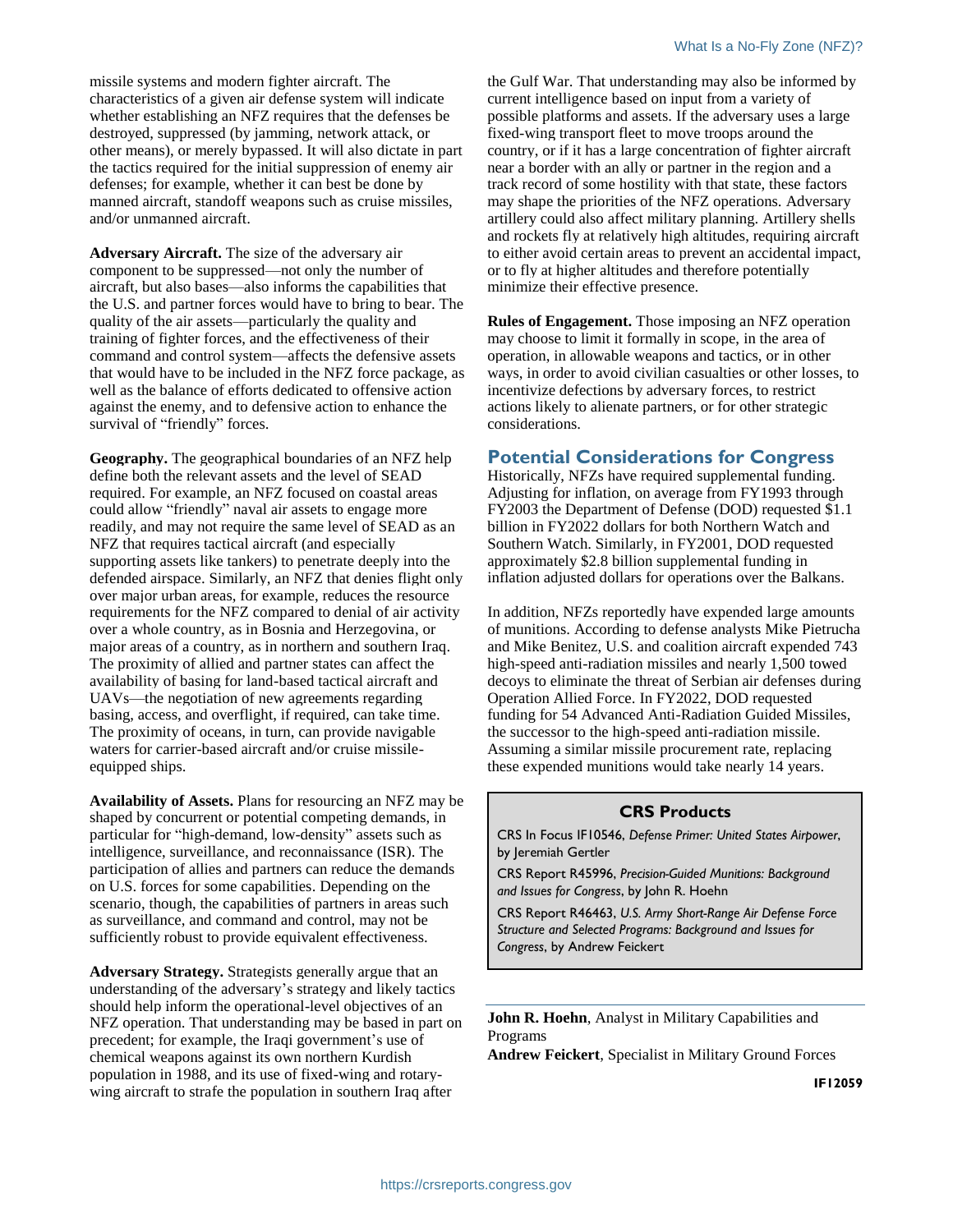missile systems and modern fighter aircraft. The characteristics of a given air defense system will indicate whether establishing an NFZ requires that the defenses be destroyed, suppressed (by jamming, network attack, or other means), or merely bypassed. It will also dictate in part the tactics required for the initial suppression of enemy air defenses; for example, whether it can best be done by manned aircraft, standoff weapons such as cruise missiles, and/or unmanned aircraft.

**Adversary Aircraft.** The size of the adversary air component to be suppressed—not only the number of aircraft, but also bases—also informs the capabilities that the U.S. and partner forces would have to bring to bear. The quality of the air assets—particularly the quality and training of fighter forces, and the effectiveness of their command and control system—affects the defensive assets that would have to be included in the NFZ force package, as well as the balance of efforts dedicated to offensive action against the enemy, and to defensive action to enhance the survival of "friendly" forces.

**Geography.** The geographical boundaries of an NFZ help define both the relevant assets and the level of SEAD required. For example, an NFZ focused on coastal areas could allow "friendly" naval air assets to engage more readily, and may not require the same level of SEAD as an NFZ that requires tactical aircraft (and especially supporting assets like tankers) to penetrate deeply into the defended airspace. Similarly, an NFZ that denies flight only over major urban areas, for example, reduces the resource requirements for the NFZ compared to denial of air activity over a whole country, as in Bosnia and Herzegovina, or major areas of a country, as in northern and southern Iraq. The proximity of allied and partner states can affect the availability of basing for land-based tactical aircraft and UAVs—the negotiation of new agreements regarding basing, access, and overflight, if required, can take time. The proximity of oceans, in turn, can provide navigable waters for carrier-based aircraft and/or cruise missile-equipped ships.

**Availability of Assets.** Plans for resourcing an NFZ may be shaped by concurrent or potential competing demands, in particular for "high-demand, low-density" assets such as intelligence, surveillance, and reconnaissance (ISR). The participation of allies and partners can reduce the demands on U.S. forces for some capabilities. Depending on the scenario, though, the capabilities of partners in areas such as surveillance, and command and control, may not be sufficiently robust to provide equivalent effectiveness.

**Adversary Strategy.** Strategists generally argue that an understanding of the adversary's strategy and likely tactics should help inform the operational-level objectives of an NFZ operation. That understanding may be based in part on precedent; for example, the Iraqi government's use of chemical weapons against its own northern Kurdish population in 1988, and its use of fixed-wing and rotary-wing aircraft to strafe the population in southern Iraq after the Gulf War. That understanding may also be informed by current intelligence based on input from a variety of possible platforms and assets. If the adversary uses a large fixed-wing transport fleet to move troops around the country, or if it has a large concentration of fighter aircraft near a border with an ally or partner in the region and a track record of some hostility with that state, these factors may shape the priorities of the NFZ operations. Adversary artillery could also affect military planning. Artillery shells and rockets fly at relatively high altitudes, requiring aircraft to either avoid certain areas to prevent an accidental impact, or to fly at higher altitudes and therefore potentially minimize their effective presence.

**Rules of Engagement.** Those imposing an NFZ operation may choose to limit it formally in scope, in the area of operation, in allowable weapons and tactics, or in other ways, in order to avoid civilian casualties or other losses, to incentivize defections by adversary forces, to restrict actions likely to alienate partners, or for other strategic considerations.

## Potential Considerations for Congress

Historically, NFZs have required supplemental funding. Adjusting for inflation, on average from FY1993 through FY2003 the Department of Defense (DOD) requested $1.1 billion in FY2022 dollars for both Northern Watch and Southern Watch. Similarly, in FY2001, DOD requested approximately $2.8 billion supplemental funding in inflation adjusted dollars for operations over the Balkans.

In addition, NFZs reportedly have expended large amounts of munitions. According to defense analysts Mike Pietrucha and Mike Benitez, U.S. and coalition aircraft expended 743 high-speed anti-radiation missiles and nearly 1,500 towed decoys to eliminate the threat of Serbian air defenses during Operation Allied Force. In FY2022, DOD requested funding for 54 Advanced Anti-Radiation Guided Missiles, the successor to the high-speed anti-radiation missile. Assuming a similar missile procurement rate, replacing these expended munitions would take nearly 14 years.

### CRS Products

CRS In Focus IF10546, *Defense Primer: United States Airpower*, by Jeremiah Gertler

CRS Report R45996, *Precision-Guided Munitions: Background and Issues for Congress*, by John R. Hoehn

CRS Report R46463, *U.S. Army Short-Range Air Defense Force Structure and Selected Programs: Background and Issues for Congress*, by Andrew Feickert

---

**John R. Hoehn**, Analyst in Military Capabilities and Programs

**Andrew Feickert**, Specialist in Military Ground Forces

IF12059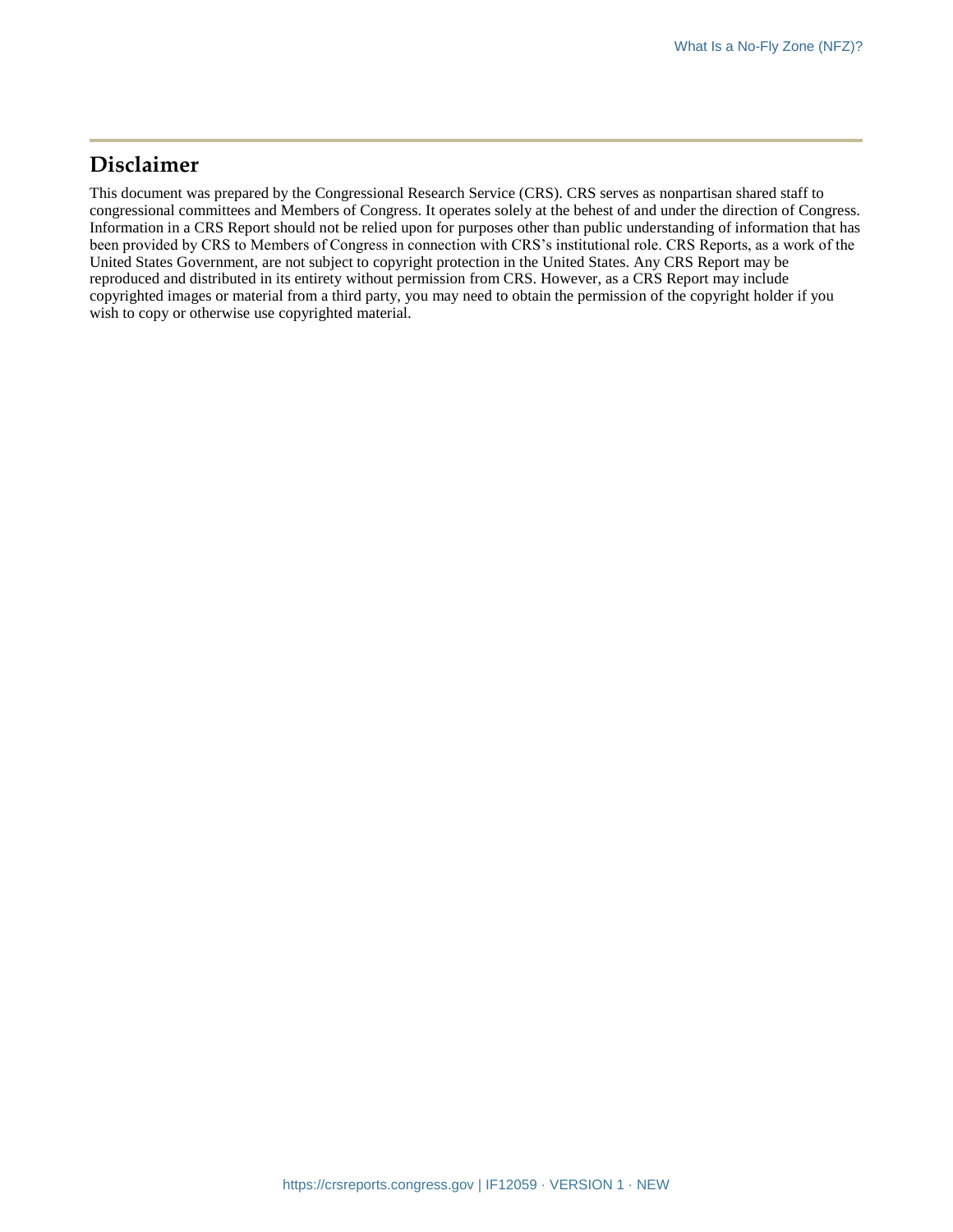## Disclaimer

This document was prepared by the Congressional Research Service (CRS). CRS serves as nonpartisan shared staff to congressional committees and Members of Congress. It operates solely at the behest of and under the direction of Congress. Information in a CRS Report should not be relied upon for purposes other than public understanding of information that has been provided by CRS to Members of Congress in connection with CRS's institutional role. CRS Reports, as a work of the United States Government, are not subject to copyright protection in the United States. Any CRS Report may be reproduced and distributed in its entirety without permission from CRS. However, as a CRS Report may include copyrighted images or material from a third party, you may need to obtain the permission of the copyright holder if you wish to copy or otherwise use copyrighted material.